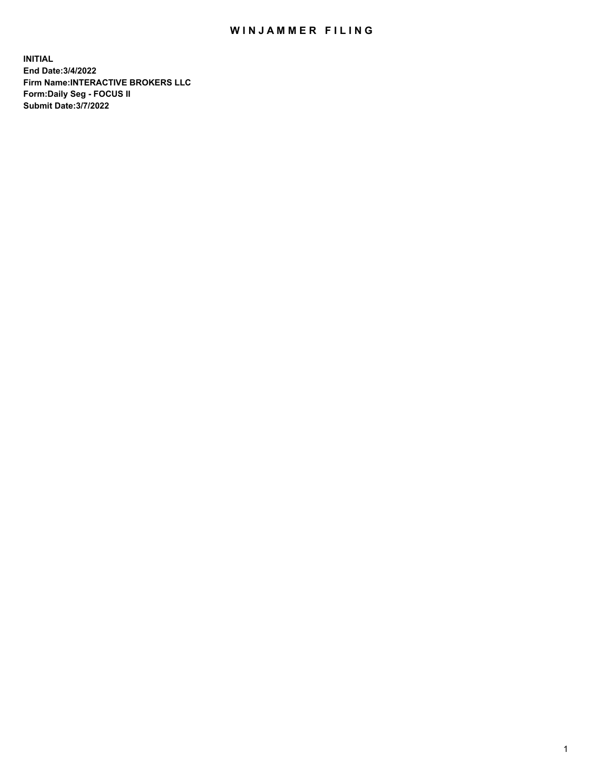# WINJAMMER FILING

**INITIAL**
**End Date:3/4/2022**
**Firm Name:INTERACTIVE BROKERS LLC**
**Form:Daily Seg - FOCUS II**
**Submit Date:3/7/2022**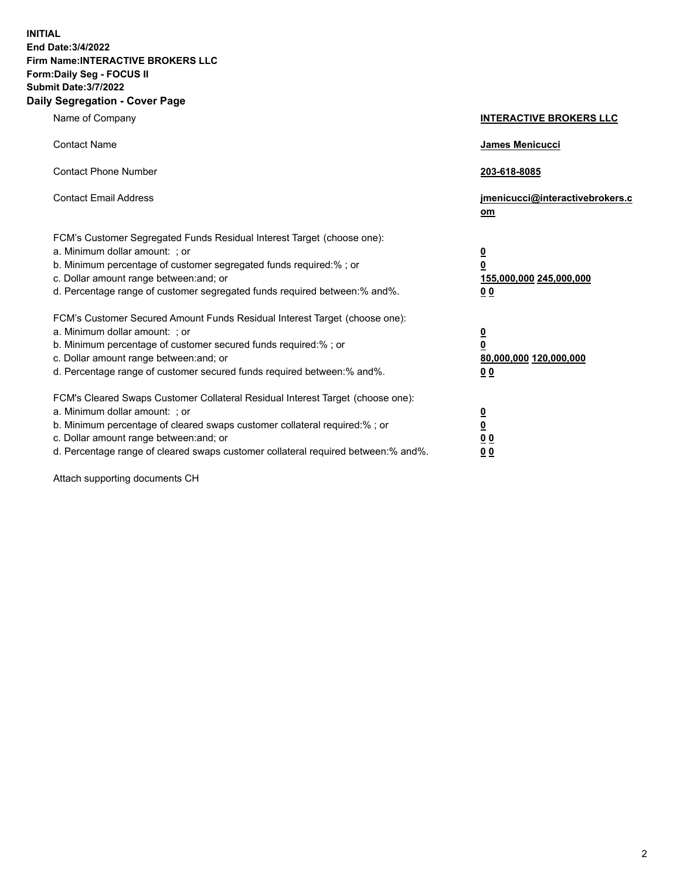**INITIAL**
**End Date:3/4/2022**
**Firm Name:INTERACTIVE BROKERS LLC**
**Form:Daily Seg - FOCUS II**
**Submit Date:3/7/2022**

## Daily Segregation - Cover Page

| | |
|---|---|
| Name of Company | **INTERACTIVE BROKERS LLC** |
| Contact Name | **James Menicucci** |
| Contact Phone Number | **203-618-8085** |
| Contact Email Address | **jmenicucci@interactivebrokers.com** |
| FCM's Customer Segregated Funds Residual Interest Target (choose one): | |
| a. Minimum dollar amount: ; or | **0** |
| b. Minimum percentage of customer segregated funds required:% ; or | **0** |
| c. Dollar amount range between:and; or | **155,000,000 245,000,000** |
| d. Percentage range of customer segregated funds required between:% and%. | **0 0** |
| FCM's Customer Secured Amount Funds Residual Interest Target (choose one): | |
| a. Minimum dollar amount: ; or | **0** |
| b. Minimum percentage of customer secured funds required:% ; or | **0** |
| c. Dollar amount range between:and; or | **80,000,000 120,000,000** |
| d. Percentage range of customer secured funds required between:% and%. | **0 0** |
| FCM's Cleared Swaps Customer Collateral Residual Interest Target (choose one): | |
| a. Minimum dollar amount: ; or | **0** |
| b. Minimum percentage of cleared swaps customer collateral required:% ; or | **0** |
| c. Dollar amount range between:and; or | **0 0** |
| d. Percentage range of cleared swaps customer collateral required between:% and%. | **0 0** |

Attach supporting documents CH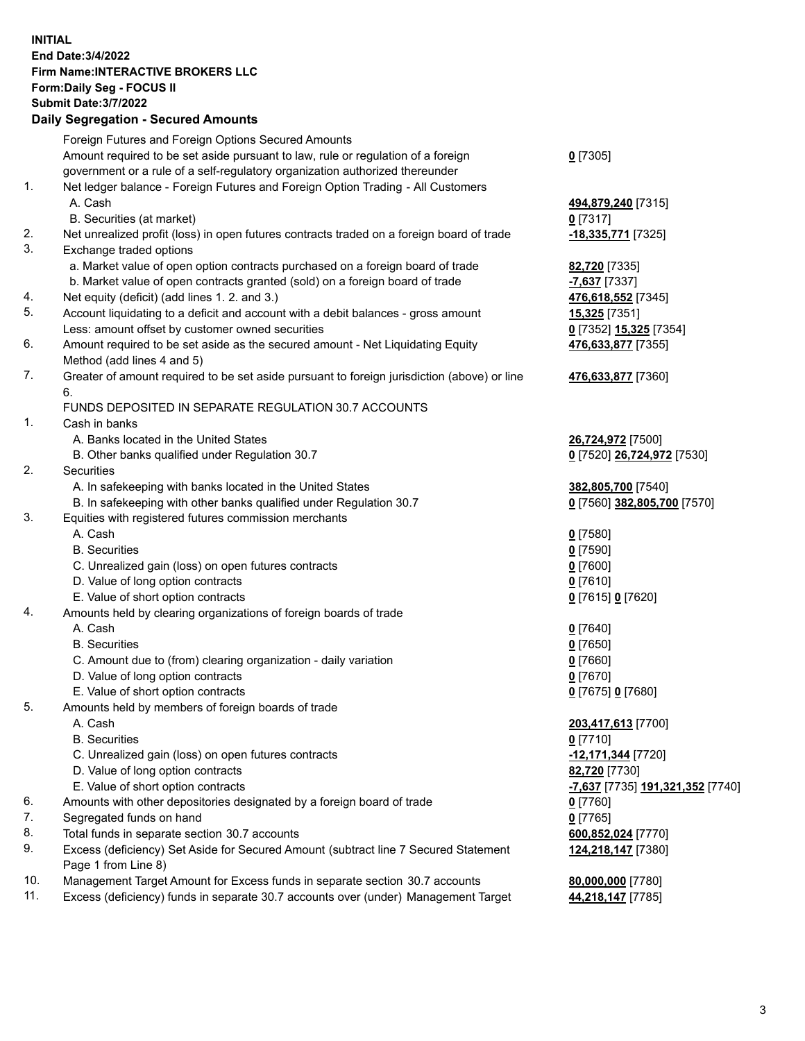**INITIAL**
**End Date:3/4/2022**
**Firm Name:INTERACTIVE BROKERS LLC**
**Form:Daily Seg - FOCUS II**
**Submit Date:3/7/2022**

## Daily Segregation - Secured Amounts

| | | |
|---|---|---|
| | Foreign Futures and Foreign Options Secured Amounts | |
| | Amount required to be set aside pursuant to law, rule or regulation of a foreign government or a rule of a self-regulatory organization authorized thereunder | **0** [7305] |
| 1. | Net ledger balance - Foreign Futures and Foreign Option Trading - All Customers | |
| | A. Cash | **494,879,240** [7315] |
| | B. Securities (at market) | **0** [7317] |
| 2. | Net unrealized profit (loss) in open futures contracts traded on a foreign board of trade | **-18,335,771** [7325] |
| 3. | Exchange traded options | |
| | a. Market value of open option contracts purchased on a foreign board of trade | **82,720** [7335] |
| | b. Market value of open contracts granted (sold) on a foreign board of trade | **-7,637** [7337] |
| 4. | Net equity (deficit) (add lines 1. 2. and 3.) | **476,618,552** [7345] |
| 5. | Account liquidating to a deficit and account with a debit balances - gross amount | **15,325** [7351] |
| | Less: amount offset by customer owned securities | **0** [7352] **15,325** [7354] |
| 6. | Amount required to be set aside as the secured amount - Net Liquidating Equity Method (add lines 4 and 5) | **476,633,877** [7355] |
| 7. | Greater of amount required to be set aside pursuant to foreign jurisdiction (above) or line 6. | **476,633,877** [7360] |
| | FUNDS DEPOSITED IN SEPARATE REGULATION 30.7 ACCOUNTS | |
| 1. | Cash in banks | |
| | A. Banks located in the United States | **26,724,972** [7500] |
| | B. Other banks qualified under Regulation 30.7 | **0** [7520] **26,724,972** [7530] |
| 2. | Securities | |
| | A. In safekeeping with banks located in the United States | **382,805,700** [7540] |
| | B. In safekeeping with other banks qualified under Regulation 30.7 | **0** [7560] **382,805,700** [7570] |
| 3. | Equities with registered futures commission merchants | |
| | A. Cash | **0** [7580] |
| | B. Securities | **0** [7590] |
| | C. Unrealized gain (loss) on open futures contracts | **0** [7600] |
| | D. Value of long option contracts | **0** [7610] |
| | E. Value of short option contracts | **0** [7615] **0** [7620] |
| 4. | Amounts held by clearing organizations of foreign boards of trade | |
| | A. Cash | **0** [7640] |
| | B. Securities | **0** [7650] |
| | C. Amount due to (from) clearing organization - daily variation | **0** [7660] |
| | D. Value of long option contracts | **0** [7670] |
| | E. Value of short option contracts | **0** [7675] **0** [7680] |
| 5. | Amounts held by members of foreign boards of trade | |
| | A. Cash | **203,417,613** [7700] |
| | B. Securities | **0** [7710] |
| | C. Unrealized gain (loss) on open futures contracts | **-12,171,344** [7720] |
| | D. Value of long option contracts | **82,720** [7730] |
| | E. Value of short option contracts | **-7,637** [7735] **191,321,352** [7740] |
| 6. | Amounts with other depositories designated by a foreign board of trade | **0** [7760] |
| 7. | Segregated funds on hand | **0** [7765] |
| 8. | Total funds in separate section 30.7 accounts | **600,852,024** [7770] |
| 9. | Excess (deficiency) Set Aside for Secured Amount (subtract line 7 Secured Statement Page 1 from Line 8) | **124,218,147** [7380] |
| 10. | Management Target Amount for Excess funds in separate section 30.7 accounts | **80,000,000** [7780] |
| 11. | Excess (deficiency) funds in separate 30.7 accounts over (under) Management Target | **44,218,147** [7785] |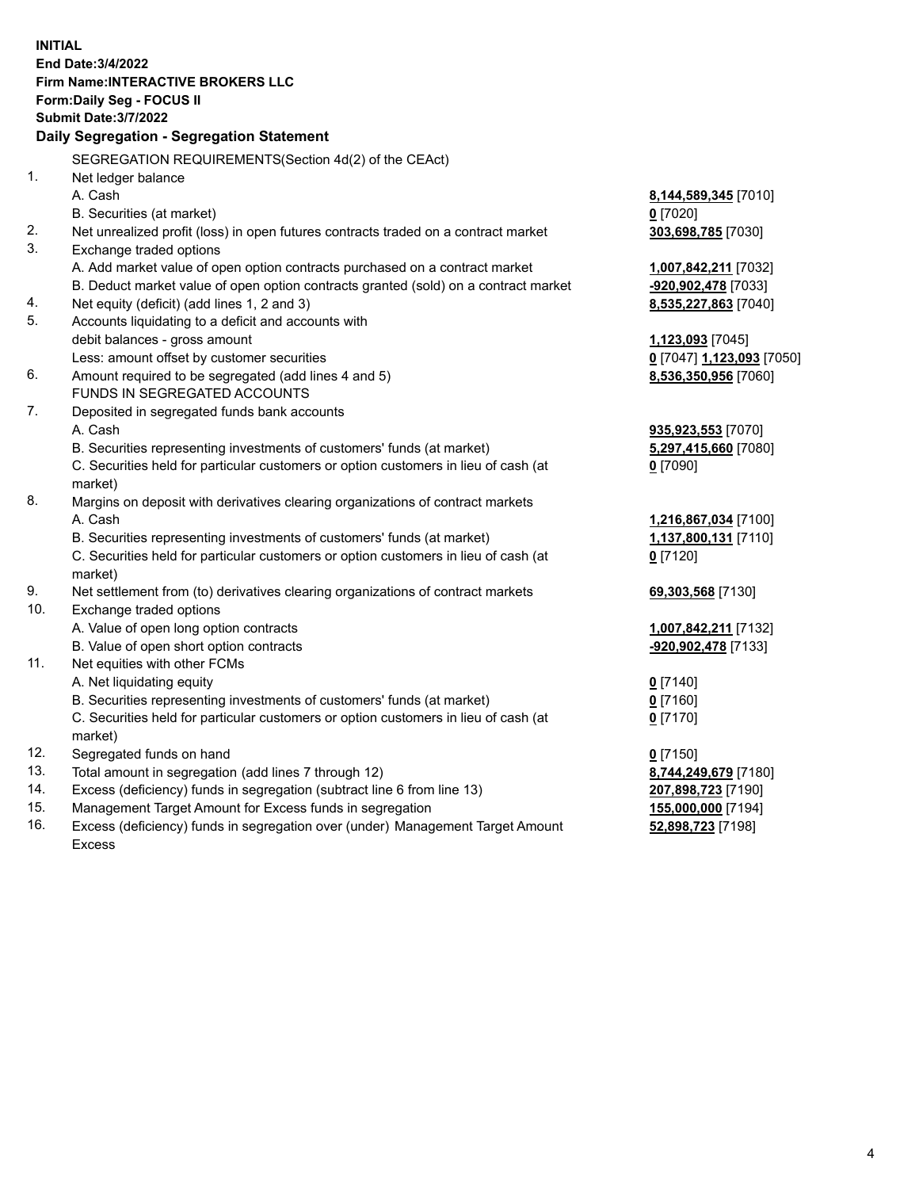**INITIAL**
**End Date:3/4/2022**
**Firm Name:INTERACTIVE BROKERS LLC**
**Form:Daily Seg - FOCUS II**
**Submit Date:3/7/2022**

## Daily Segregation - Segregation Statement

SEGREGATION REQUIREMENTS(Section 4d(2) of the CEAct)

| | | |
|---|---|---|
| 1. | Net ledger balance | |
| | A. Cash | **8,144,589,345** [7010] |
| | B. Securities (at market) | **0** [7020] |
| 2. | Net unrealized profit (loss) in open futures contracts traded on a contract market | **303,698,785** [7030] |
| 3. | Exchange traded options | |
| | A. Add market value of open option contracts purchased on a contract market | **1,007,842,211** [7032] |
| | B. Deduct market value of open option contracts granted (sold) on a contract market | **-920,902,478** [7033] |
| 4. | Net equity (deficit) (add lines 1, 2 and 3) | **8,535,227,863** [7040] |
| 5. | Accounts liquidating to a deficit and accounts with debit balances - gross amount | **1,123,093** [7045] |
| | Less: amount offset by customer securities | **0** [7047] **1,123,093** [7050] |
| 6. | Amount required to be segregated (add lines 4 and 5) | **8,536,350,956** [7060] |
| | FUNDS IN SEGREGATED ACCOUNTS | |
| 7. | Deposited in segregated funds bank accounts | |
| | A. Cash | **935,923,553** [7070] |
| | B. Securities representing investments of customers' funds (at market) | **5,297,415,660** [7080] |
| | C. Securities held for particular customers or option customers in lieu of cash (at market) | **0** [7090] |
| 8. | Margins on deposit with derivatives clearing organizations of contract markets | |
| | A. Cash | **1,216,867,034** [7100] |
| | B. Securities representing investments of customers' funds (at market) | **1,137,800,131** [7110] |
| | C. Securities held for particular customers or option customers in lieu of cash (at market) | **0** [7120] |
| 9. | Net settlement from (to) derivatives clearing organizations of contract markets | **69,303,568** [7130] |
| 10. | Exchange traded options | |
| | A. Value of open long option contracts | **1,007,842,211** [7132] |
| | B. Value of open short option contracts | **-920,902,478** [7133] |
| 11. | Net equities with other FCMs | |
| | A. Net liquidating equity | **0** [7140] |
| | B. Securities representing investments of customers' funds (at market) | **0** [7160] |
| | C. Securities held for particular customers or option customers in lieu of cash (at market) | **0** [7170] |
| 12. | Segregated funds on hand | **0** [7150] |
| 13. | Total amount in segregation (add lines 7 through 12) | **8,744,249,679** [7180] |
| 14. | Excess (deficiency) funds in segregation (subtract line 6 from line 13) | **207,898,723** [7190] |
| 15. | Management Target Amount for Excess funds in segregation | **155,000,000** [7194] |
| 16. | Excess (deficiency) funds in segregation over (under) Management Target Amount Excess | **52,898,723** [7198] |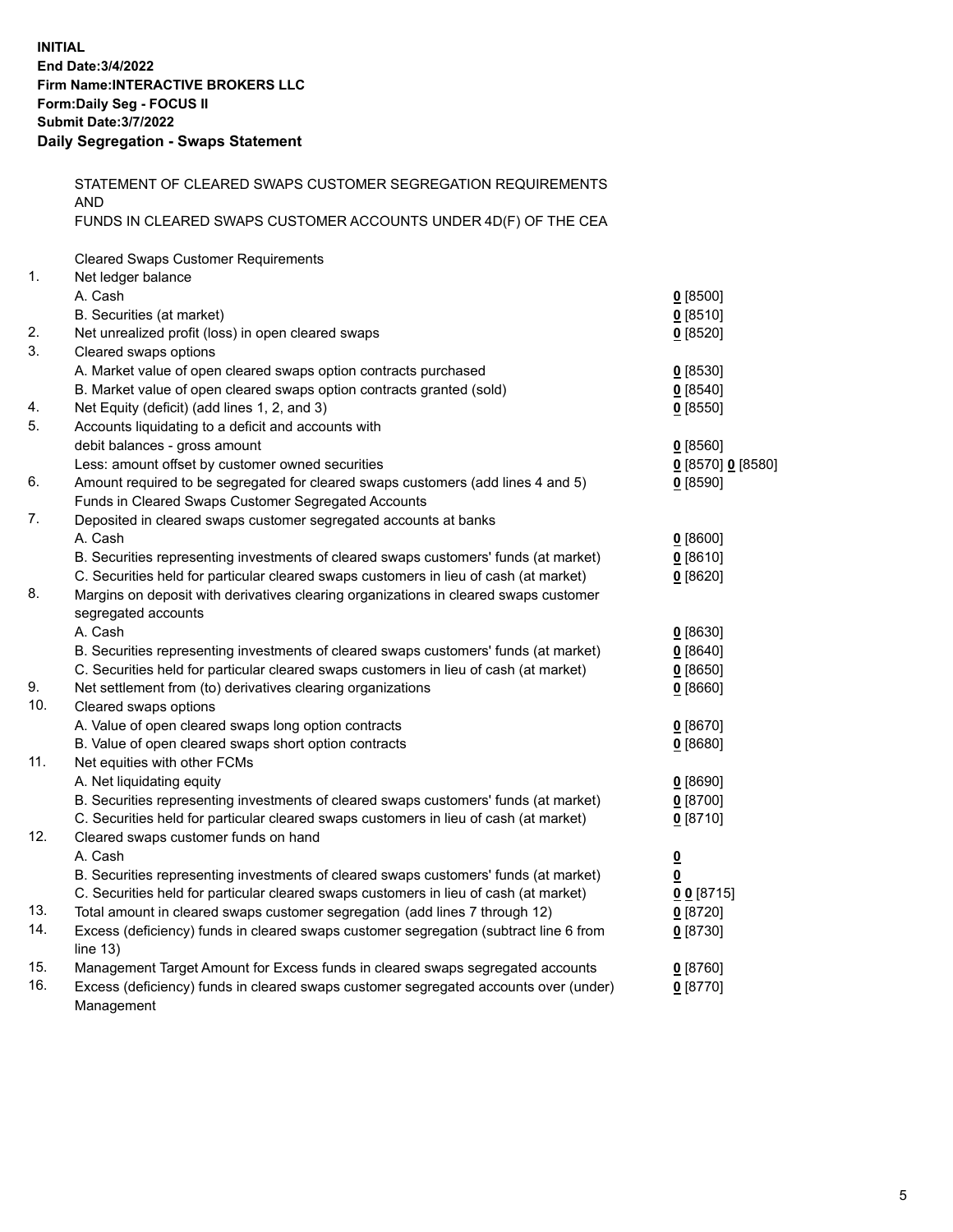**INITIAL**
**End Date:3/4/2022**
**Firm Name:INTERACTIVE BROKERS LLC**
**Form:Daily Seg - FOCUS II**
**Submit Date:3/7/2022**
**Daily Segregation - Swaps Statement**

STATEMENT OF CLEARED SWAPS CUSTOMER SEGREGATION REQUIREMENTS AND FUNDS IN CLEARED SWAPS CUSTOMER ACCOUNTS UNDER 4D(F) OF THE CEA

| | | |
|---|---|---|
| | Cleared Swaps Customer Requirements | |
| 1. | Net ledger balance | |
| | A. Cash | 0 [8500] |
| | B. Securities (at market) | 0 [8510] |
| 2. | Net unrealized profit (loss) in open cleared swaps | 0 [8520] |
| 3. | Cleared swaps options | |
| | A. Market value of open cleared swaps option contracts purchased | 0 [8530] |
| | B. Market value of open cleared swaps option contracts granted (sold) | 0 [8540] |
| 4. | Net Equity (deficit) (add lines 1, 2, and 3) | 0 [8550] |
| 5. | Accounts liquidating to a deficit and accounts with debit balances - gross amount | 0 [8560] |
| | Less: amount offset by customer owned securities | 0 [8570] 0 [8580] |
| 6. | Amount required to be segregated for cleared swaps customers (add lines 4 and 5) | 0 [8590] |
| | Funds in Cleared Swaps Customer Segregated Accounts | |
| 7. | Deposited in cleared swaps customer segregated accounts at banks | |
| | A. Cash | 0 [8600] |
| | B. Securities representing investments of cleared swaps customers' funds (at market) | 0 [8610] |
| | C. Securities held for particular cleared swaps customers in lieu of cash (at market) | 0 [8620] |
| 8. | Margins on deposit with derivatives clearing organizations in cleared swaps customer segregated accounts | |
| | A. Cash | 0 [8630] |
| | B. Securities representing investments of cleared swaps customers' funds (at market) | 0 [8640] |
| | C. Securities held for particular cleared swaps customers in lieu of cash (at market) | 0 [8650] |
| 9. | Net settlement from (to) derivatives clearing organizations | 0 [8660] |
| 10. | Cleared swaps options | |
| | A. Value of open cleared swaps long option contracts | 0 [8670] |
| | B. Value of open cleared swaps short option contracts | 0 [8680] |
| 11. | Net equities with other FCMs | |
| | A. Net liquidating equity | 0 [8690] |
| | B. Securities representing investments of cleared swaps customers' funds (at market) | 0 [8700] |
| | C. Securities held for particular cleared swaps customers in lieu of cash (at market) | 0 [8710] |
| 12. | Cleared swaps customer funds on hand | |
| | A. Cash | 0 |
| | B. Securities representing investments of cleared swaps customers' funds (at market) | 0 |
| | C. Securities held for particular cleared swaps customers in lieu of cash (at market) | 0 0 [8715] |
| 13. | Total amount in cleared swaps customer segregation (add lines 7 through 12) | 0 [8720] |
| 14. | Excess (deficiency) funds in cleared swaps customer segregation (subtract line 6 from line 13) | 0 [8730] |
| 15. | Management Target Amount for Excess funds in cleared swaps segregated accounts | 0 [8760] |
| 16. | Excess (deficiency) funds in cleared swaps customer segregated accounts over (under) Management | 0 [8770] |